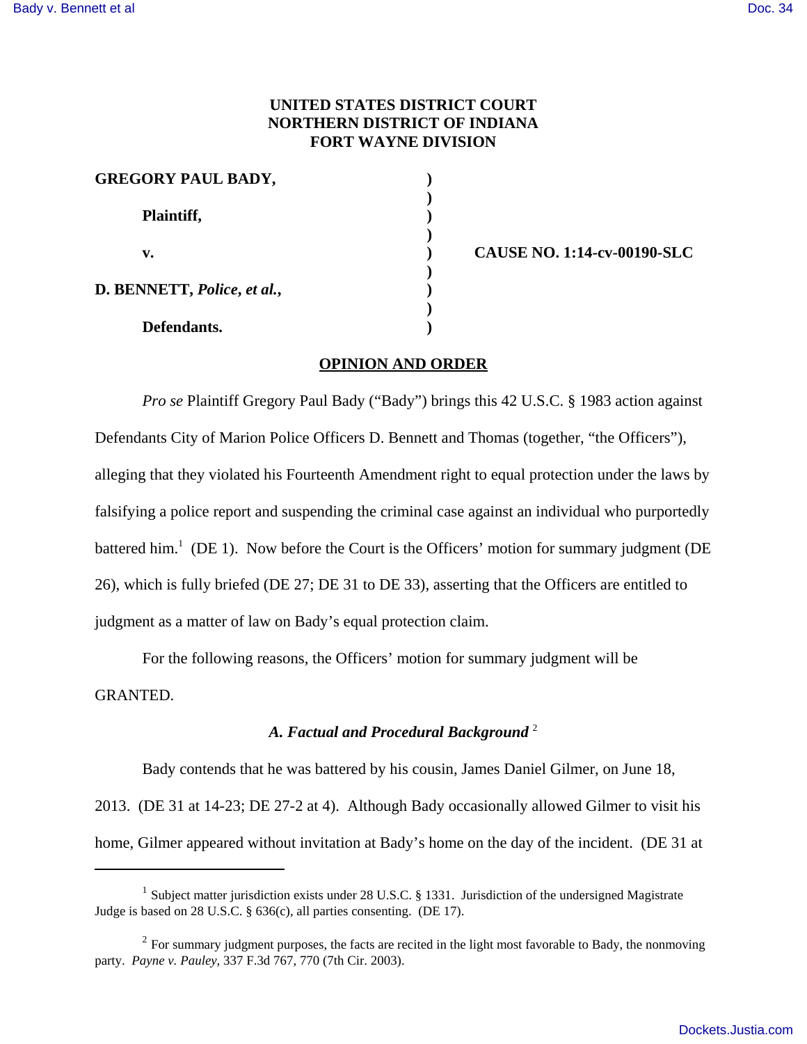**UNITED STATES DISTRICT COURT**
**NORTHERN DISTRICT OF INDIANA**
**FORT WAYNE DIVISION**

| | | |
|---|---|---|
| **GREGORY PAUL BADY,** | ) | |
| | ) | |
| **Plaintiff,** | ) | |
| | ) | |
| **v.** | ) | **CAUSE NO. 1:14-cv-00190-SLC** |
| | ) | |
| **D. BENNETT, *Police, et al.*,** | ) | |
| | ) | |
| **Defendants.** | ) | |

## OPINION AND ORDER

*Pro se* Plaintiff Gregory Paul Bady ("Bady") brings this 42 U.S.C. § 1983 action against Defendants City of Marion Police Officers D. Bennett and Thomas (together, "the Officers"), alleging that they violated his Fourteenth Amendment right to equal protection under the laws by falsifying a police report and suspending the criminal case against an individual who purportedly battered him.[1] (DE 1). Now before the Court is the Officers' motion for summary judgment (DE 26), which is fully briefed (DE 27; DE 31 to DE 33), asserting that the Officers are entitled to judgment as a matter of law on Bady's equal protection claim.

For the following reasons, the Officers' motion for summary judgment will be GRANTED.

### *A. Factual and Procedural Background* [2]

Bady contends that he was battered by his cousin, James Daniel Gilmer, on June 18, 2013. (DE 31 at 14-23; DE 27-2 at 4). Although Bady occasionally allowed Gilmer to visit his home, Gilmer appeared without invitation at Bady's home on the day of the incident. (DE 31 at

---

[1] Subject matter jurisdiction exists under 28 U.S.C. § 1331. Jurisdiction of the undersigned Magistrate Judge is based on 28 U.S.C. § 636(c), all parties consenting. (DE 17).

[2] For summary judgment purposes, the facts are recited in the light most favorable to Bady, the nonmoving party. *Payne v. Pauley*, 337 F.3d 767, 770 (7th Cir. 2003).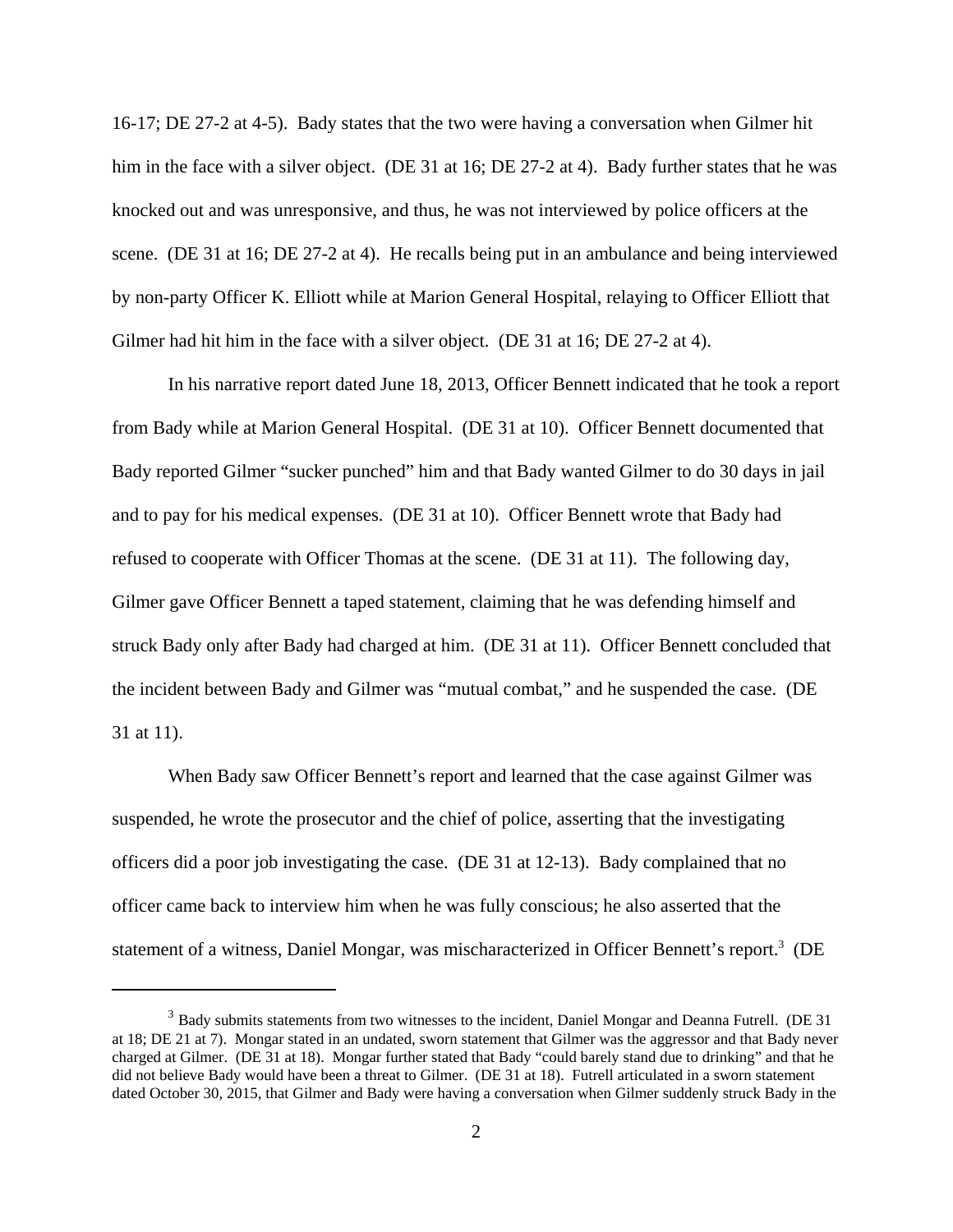16-17; DE 27-2 at 4-5). Bady states that the two were having a conversation when Gilmer hit him in the face with a silver object. (DE 31 at 16; DE 27-2 at 4). Bady further states that he was knocked out and was unresponsive, and thus, he was not interviewed by police officers at the scene. (DE 31 at 16; DE 27-2 at 4). He recalls being put in an ambulance and being interviewed by non-party Officer K. Elliott while at Marion General Hospital, relaying to Officer Elliott that Gilmer had hit him in the face with a silver object. (DE 31 at 16; DE 27-2 at 4).

In his narrative report dated June 18, 2013, Officer Bennett indicated that he took a report from Bady while at Marion General Hospital. (DE 31 at 10). Officer Bennett documented that Bady reported Gilmer "sucker punched" him and that Bady wanted Gilmer to do 30 days in jail and to pay for his medical expenses. (DE 31 at 10). Officer Bennett wrote that Bady had refused to cooperate with Officer Thomas at the scene. (DE 31 at 11). The following day, Gilmer gave Officer Bennett a taped statement, claiming that he was defending himself and struck Bady only after Bady had charged at him. (DE 31 at 11). Officer Bennett concluded that the incident between Bady and Gilmer was "mutual combat," and he suspended the case. (DE 31 at 11).

When Bady saw Officer Bennett's report and learned that the case against Gilmer was suspended, he wrote the prosecutor and the chief of police, asserting that the investigating officers did a poor job investigating the case. (DE 31 at 12-13). Bady complained that no officer came back to interview him when he was fully conscious; he also asserted that the statement of a witness, Daniel Mongar, was mischaracterized in Officer Bennett's report.[3] (DE

[3] Bady submits statements from two witnesses to the incident, Daniel Mongar and Deanna Futrell. (DE 31 at 18; DE 21 at 7). Mongar stated in an undated, sworn statement that Gilmer was the aggressor and that Bady never charged at Gilmer. (DE 31 at 18). Mongar further stated that Bady "could barely stand due to drinking" and that he did not believe Bady would have been a threat to Gilmer. (DE 31 at 18). Futrell articulated in a sworn statement dated October 30, 2015, that Gilmer and Bady were having a conversation when Gilmer suddenly struck Bady in the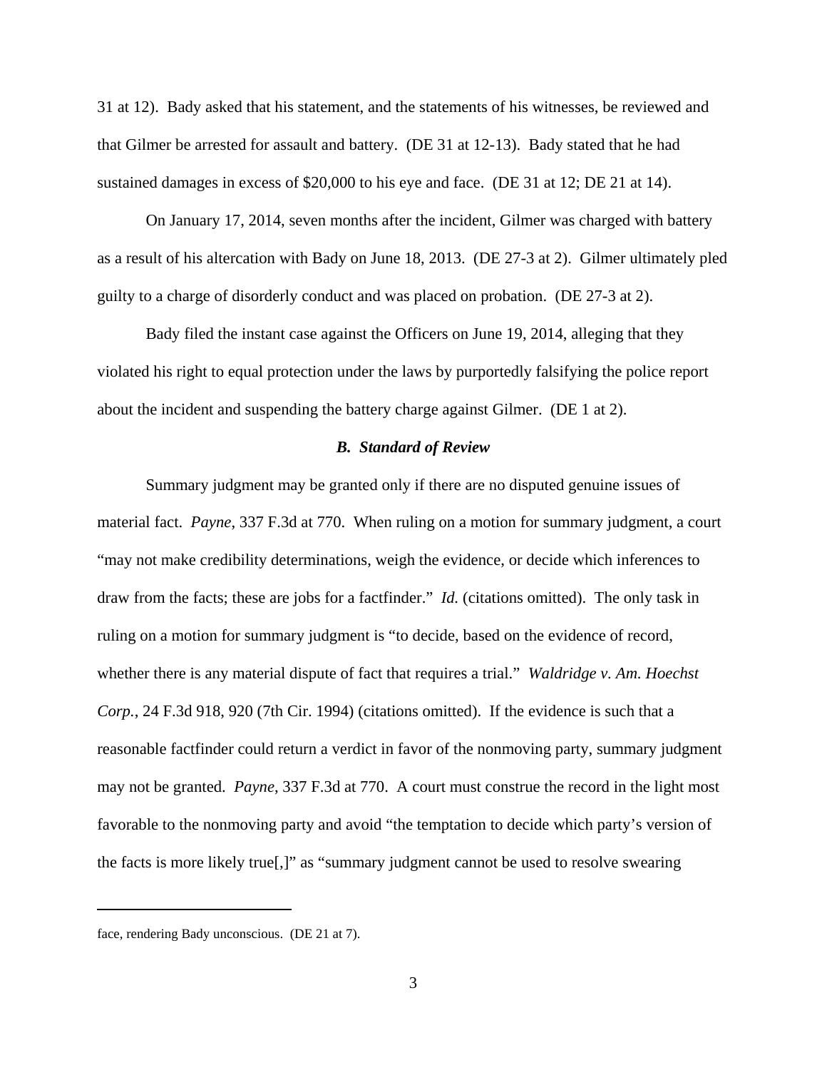31 at 12). Bady asked that his statement, and the statements of his witnesses, be reviewed and that Gilmer be arrested for assault and battery. (DE 31 at 12-13). Bady stated that he had sustained damages in excess of $20,000 to his eye and face. (DE 31 at 12; DE 21 at 14).

On January 17, 2014, seven months after the incident, Gilmer was charged with battery as a result of his altercation with Bady on June 18, 2013. (DE 27-3 at 2). Gilmer ultimately pled guilty to a charge of disorderly conduct and was placed on probation. (DE 27-3 at 2).

Bady filed the instant case against the Officers on June 19, 2014, alleging that they violated his right to equal protection under the laws by purportedly falsifying the police report about the incident and suspending the battery charge against Gilmer. (DE 1 at 2).

### *B. Standard of Review*

Summary judgment may be granted only if there are no disputed genuine issues of material fact. *Payne*, 337 F.3d at 770. When ruling on a motion for summary judgment, a court "may not make credibility determinations, weigh the evidence, or decide which inferences to draw from the facts; these are jobs for a factfinder." *Id.* (citations omitted). The only task in ruling on a motion for summary judgment is "to decide, based on the evidence of record, whether there is any material dispute of fact that requires a trial." *Waldridge v. Am. Hoechst Corp.*, 24 F.3d 918, 920 (7th Cir. 1994) (citations omitted). If the evidence is such that a reasonable factfinder could return a verdict in favor of the nonmoving party, summary judgment may not be granted. *Payne*, 337 F.3d at 770. A court must construe the record in the light most favorable to the nonmoving party and avoid "the temptation to decide which party's version of the facts is more likely true[,]" as "summary judgment cannot be used to resolve swearing

---

face, rendering Bady unconscious. (DE 21 at 7).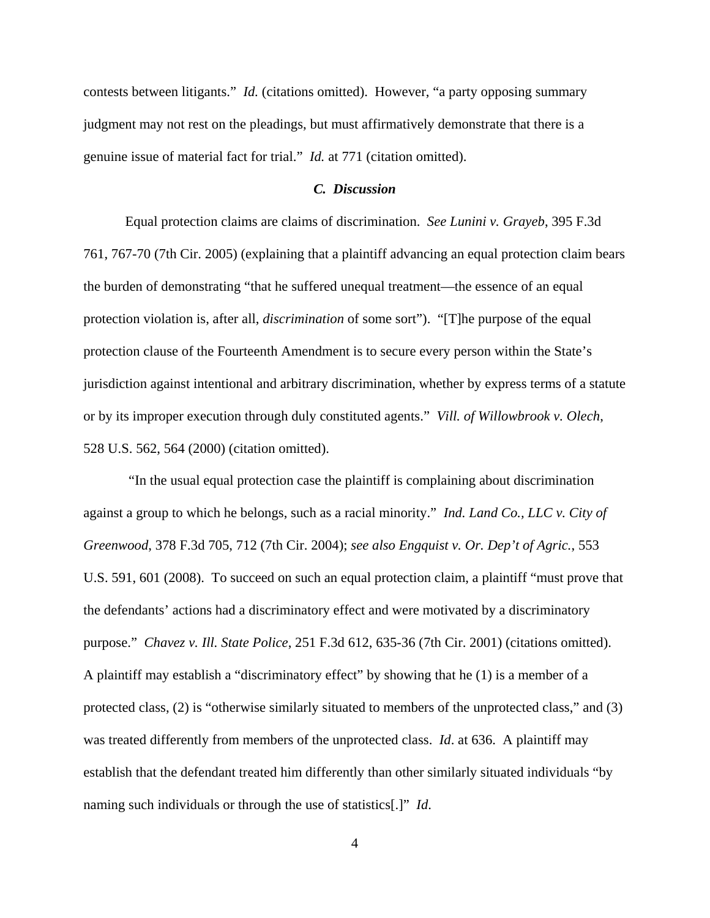contests between litigants." *Id.* (citations omitted). However, "a party opposing summary judgment may not rest on the pleadings, but must affirmatively demonstrate that there is a genuine issue of material fact for trial." *Id.* at 771 (citation omitted).

### *C. Discussion*

Equal protection claims are claims of discrimination. *See Lunini v. Grayeb*, 395 F.3d 761, 767-70 (7th Cir. 2005) (explaining that a plaintiff advancing an equal protection claim bears the burden of demonstrating "that he suffered unequal treatment—the essence of an equal protection violation is, after all, *discrimination* of some sort"). "[T]he purpose of the equal protection clause of the Fourteenth Amendment is to secure every person within the State's jurisdiction against intentional and arbitrary discrimination, whether by express terms of a statute or by its improper execution through duly constituted agents." *Vill. of Willowbrook v. Olech*, 528 U.S. 562, 564 (2000) (citation omitted).

"In the usual equal protection case the plaintiff is complaining about discrimination against a group to which he belongs, such as a racial minority." *Ind. Land Co., LLC v. City of Greenwood*, 378 F.3d 705, 712 (7th Cir. 2004); *see also Engquist v. Or. Dep't of Agric.*, 553 U.S. 591, 601 (2008). To succeed on such an equal protection claim, a plaintiff "must prove that the defendants' actions had a discriminatory effect and were motivated by a discriminatory purpose." *Chavez v. Ill. State Police*, 251 F.3d 612, 635-36 (7th Cir. 2001) (citations omitted). A plaintiff may establish a "discriminatory effect" by showing that he (1) is a member of a protected class, (2) is "otherwise similarly situated to members of the unprotected class," and (3) was treated differently from members of the unprotected class. *Id*. at 636. A plaintiff may establish that the defendant treated him differently than other similarly situated individuals "by naming such individuals or through the use of statistics[.]" *Id*.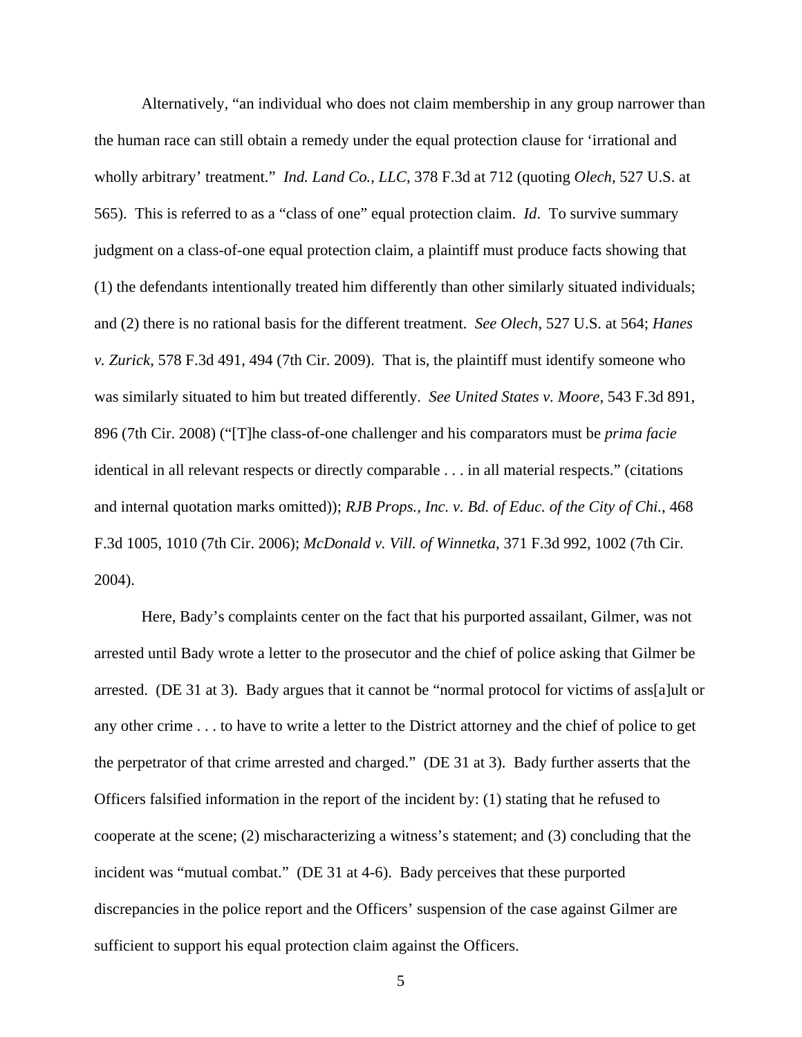Alternatively, "an individual who does not claim membership in any group narrower than the human race can still obtain a remedy under the equal protection clause for 'irrational and wholly arbitrary' treatment." *Ind. Land Co., LLC*, 378 F.3d at 712 (quoting *Olech*, 527 U.S. at 565). This is referred to as a "class of one" equal protection claim. *Id*. To survive summary judgment on a class-of-one equal protection claim, a plaintiff must produce facts showing that (1) the defendants intentionally treated him differently than other similarly situated individuals; and (2) there is no rational basis for the different treatment. *See Olech*, 527 U.S. at 564; *Hanes v. Zurick*, 578 F.3d 491, 494 (7th Cir. 2009). That is, the plaintiff must identify someone who was similarly situated to him but treated differently. *See United States v. Moore*, 543 F.3d 891, 896 (7th Cir. 2008) ("[T]he class-of-one challenger and his comparators must be *prima facie* identical in all relevant respects or directly comparable . . . in all material respects." (citations and internal quotation marks omitted)); *RJB Props., Inc. v. Bd. of Educ. of the City of Chi.*, 468 F.3d 1005, 1010 (7th Cir. 2006); *McDonald v. Vill. of Winnetka*, 371 F.3d 992, 1002 (7th Cir. 2004).

Here, Bady's complaints center on the fact that his purported assailant, Gilmer, was not arrested until Bady wrote a letter to the prosecutor and the chief of police asking that Gilmer be arrested. (DE 31 at 3). Bady argues that it cannot be "normal protocol for victims of ass[a]ult or any other crime . . . to have to write a letter to the District attorney and the chief of police to get the perpetrator of that crime arrested and charged." (DE 31 at 3). Bady further asserts that the Officers falsified information in the report of the incident by: (1) stating that he refused to cooperate at the scene; (2) mischaracterizing a witness's statement; and (3) concluding that the incident was "mutual combat." (DE 31 at 4-6). Bady perceives that these purported discrepancies in the police report and the Officers' suspension of the case against Gilmer are sufficient to support his equal protection claim against the Officers.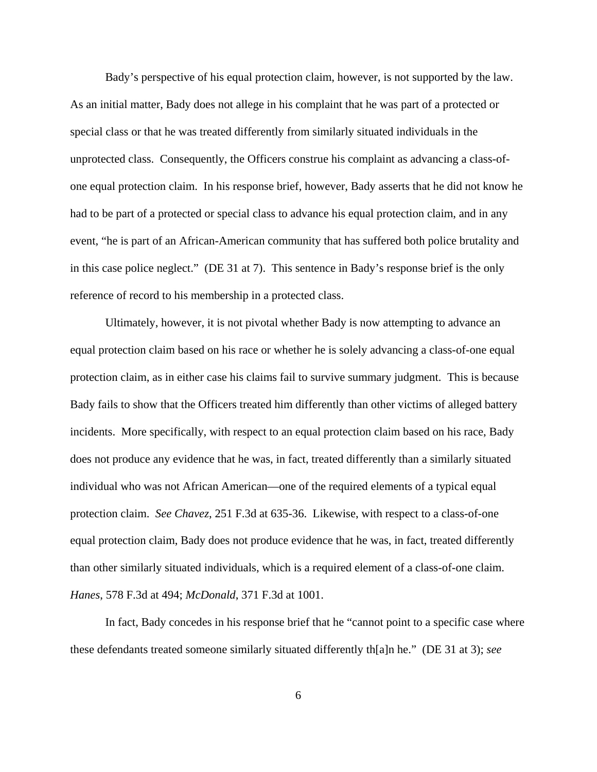Bady's perspective of his equal protection claim, however, is not supported by the law. As an initial matter, Bady does not allege in his complaint that he was part of a protected or special class or that he was treated differently from similarly situated individuals in the unprotected class. Consequently, the Officers construe his complaint as advancing a class-of-one equal protection claim. In his response brief, however, Bady asserts that he did not know he had to be part of a protected or special class to advance his equal protection claim, and in any event, "he is part of an African-American community that has suffered both police brutality and in this case police neglect." (DE 31 at 7). This sentence in Bady's response brief is the only reference of record to his membership in a protected class.

Ultimately, however, it is not pivotal whether Bady is now attempting to advance an equal protection claim based on his race or whether he is solely advancing a class-of-one equal protection claim, as in either case his claims fail to survive summary judgment. This is because Bady fails to show that the Officers treated him differently than other victims of alleged battery incidents. More specifically, with respect to an equal protection claim based on his race, Bady does not produce any evidence that he was, in fact, treated differently than a similarly situated individual who was not African American—one of the required elements of a typical equal protection claim. *See Chavez*, 251 F.3d at 635-36. Likewise, with respect to a class-of-one equal protection claim, Bady does not produce evidence that he was, in fact, treated differently than other similarly situated individuals, which is a required element of a class-of-one claim. *Hanes*, 578 F.3d at 494; *McDonald*, 371 F.3d at 1001.

In fact, Bady concedes in his response brief that he "cannot point to a specific case where these defendants treated someone similarly situated differently th[a]n he." (DE 31 at 3); *see*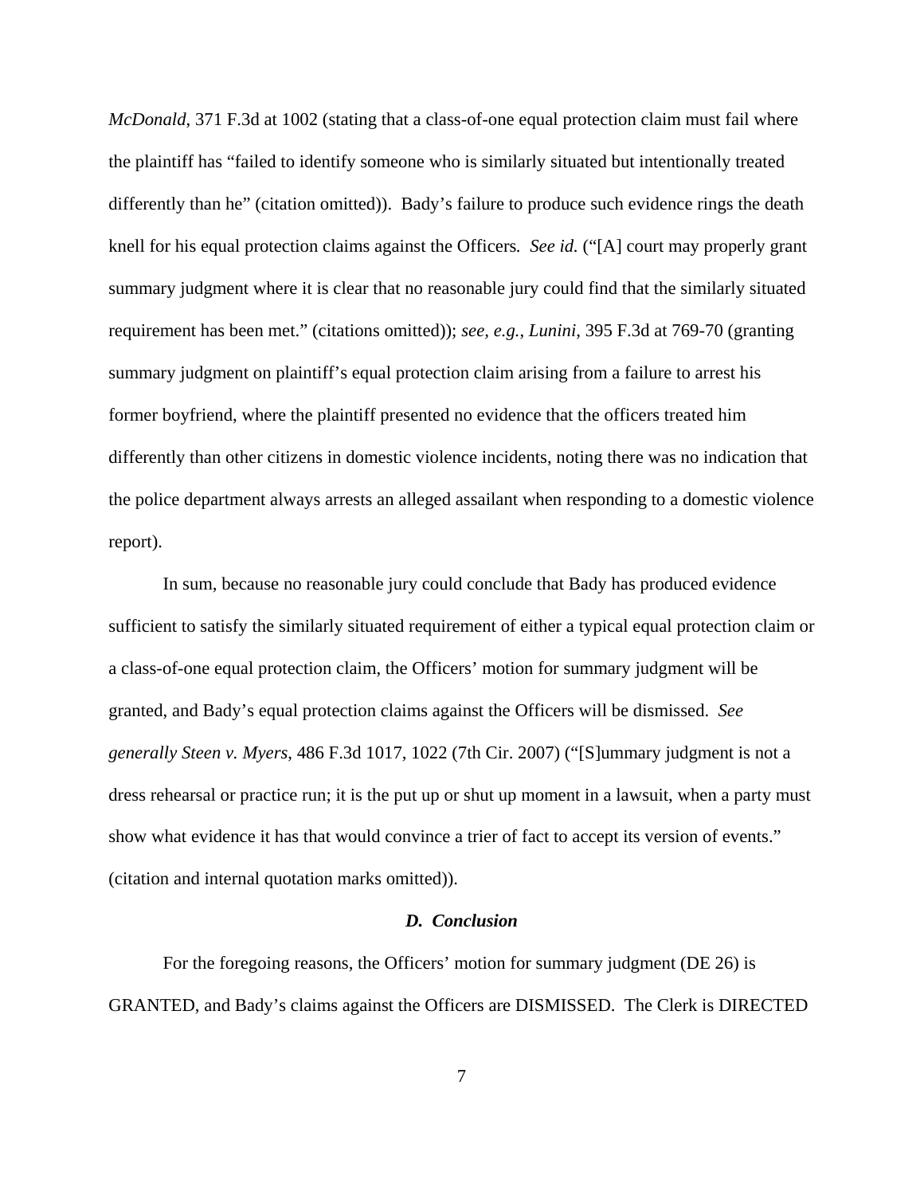*McDonald*, 371 F.3d at 1002 (stating that a class-of-one equal protection claim must fail where the plaintiff has "failed to identify someone who is similarly situated but intentionally treated differently than he" (citation omitted)). Bady's failure to produce such evidence rings the death knell for his equal protection claims against the Officers. *See id.* ("[A] court may properly grant summary judgment where it is clear that no reasonable jury could find that the similarly situated requirement has been met." (citations omitted)); *see, e.g.*, *Lunini*, 395 F.3d at 769-70 (granting summary judgment on plaintiff's equal protection claim arising from a failure to arrest his former boyfriend, where the plaintiff presented no evidence that the officers treated him differently than other citizens in domestic violence incidents, noting there was no indication that the police department always arrests an alleged assailant when responding to a domestic violence report).

In sum, because no reasonable jury could conclude that Bady has produced evidence sufficient to satisfy the similarly situated requirement of either a typical equal protection claim or a class-of-one equal protection claim, the Officers' motion for summary judgment will be granted, and Bady's equal protection claims against the Officers will be dismissed. *See generally Steen v. Myers*, 486 F.3d 1017, 1022 (7th Cir. 2007) ("[S]ummary judgment is not a dress rehearsal or practice run; it is the put up or shut up moment in a lawsuit, when a party must show what evidence it has that would convince a trier of fact to accept its version of events." (citation and internal quotation marks omitted)).

### *D. Conclusion*

For the foregoing reasons, the Officers' motion for summary judgment (DE 26) is GRANTED, and Bady's claims against the Officers are DISMISSED. The Clerk is DIRECTED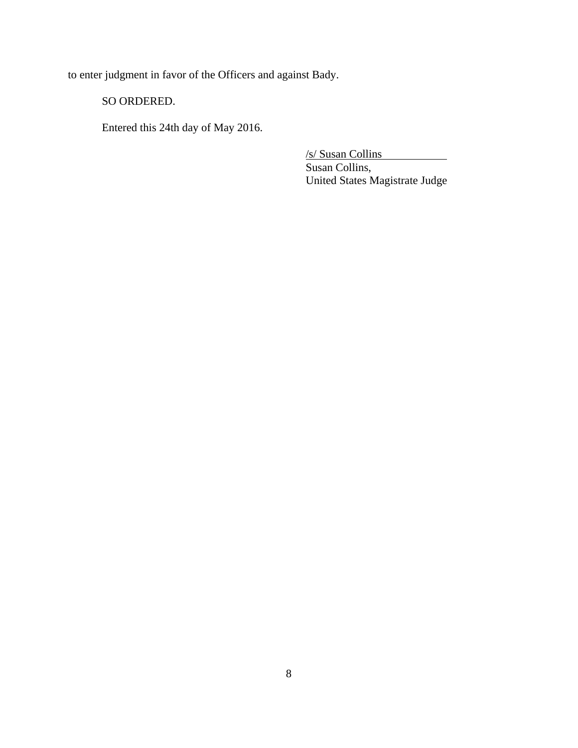to enter judgment in favor of the Officers and against Bady.

SO ORDERED.

Entered this 24th day of May 2016.

/s/ Susan Collins
Susan Collins,
United States Magistrate Judge